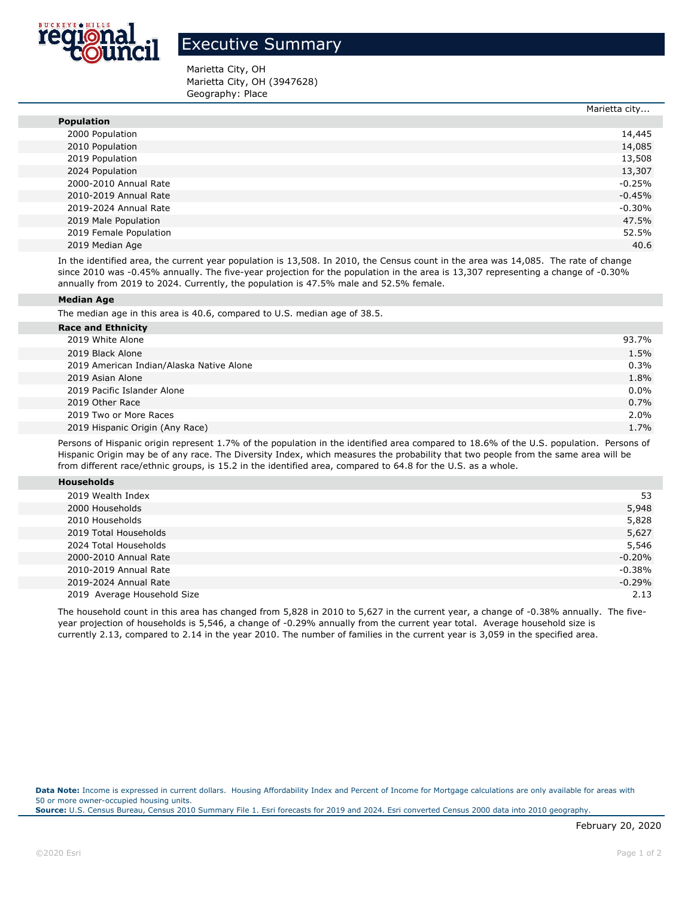# Executive Summary

Marietta City, OH
Marietta City, OH (3947628)
Geography: Place

| | Marietta city... |
|---|---|
| **Population** | |
| 2000 Population | 14,445 |
| 2010 Population | 14,085 |
| 2019 Population | 13,508 |
| 2024 Population | 13,307 |
| 2000-2010 Annual Rate | -0.25% |
| 2010-2019 Annual Rate | -0.45% |
| 2019-2024 Annual Rate | -0.30% |
| 2019 Male Population | 47.5% |
| 2019 Female Population | 52.5% |
| 2019 Median Age | 40.6 |

In the identified area, the current year population is 13,508. In 2010, the Census count in the area was 14,085. The rate of change since 2010 was -0.45% annually. The five-year projection for the population in the area is 13,307 representing a change of -0.30% annually from 2019 to 2024. Currently, the population is 47.5% male and 52.5% female.

**Median Age**

The median age in this area is 40.6, compared to U.S. median age of 38.5.

| **Race and Ethnicity** | |
|---|---|
| 2019 White Alone | 93.7% |
| 2019 Black Alone | 1.5% |
| 2019 American Indian/Alaska Native Alone | 0.3% |
| 2019 Asian Alone | 1.8% |
| 2019 Pacific Islander Alone | 0.0% |
| 2019 Other Race | 0.7% |
| 2019 Two or More Races | 2.0% |
| 2019 Hispanic Origin (Any Race) | 1.7% |

Persons of Hispanic origin represent 1.7% of the population in the identified area compared to 18.6% of the U.S. population. Persons of Hispanic Origin may be of any race. The Diversity Index, which measures the probability that two people from the same area will be from different race/ethnic groups, is 15.2 in the identified area, compared to 64.8 for the U.S. as a whole.

| **Households** | |
|---|---|
| 2019 Wealth Index | 53 |
| 2000 Households | 5,948 |
| 2010 Households | 5,828 |
| 2019 Total Households | 5,627 |
| 2024 Total Households | 5,546 |
| 2000-2010 Annual Rate | -0.20% |
| 2010-2019 Annual Rate | -0.38% |
| 2019-2024 Annual Rate | -0.29% |
| 2019 Average Household Size | 2.13 |

The household count in this area has changed from 5,828 in 2010 to 5,627 in the current year, a change of -0.38% annually. The five-year projection of households is 5,546, a change of -0.29% annually from the current year total. Average household size is currently 2.13, compared to 2.14 in the year 2010. The number of families in the current year is 3,059 in the specified area.

**Data Note:** Income is expressed in current dollars. Housing Affordability Index and Percent of Income for Mortgage calculations are only available for areas with 50 or more owner-occupied housing units.
**Source:** U.S. Census Bureau, Census 2010 Summary File 1. Esri forecasts for 2019 and 2024. Esri converted Census 2000 data into 2010 geography.

February 20, 2020

©2020 Esri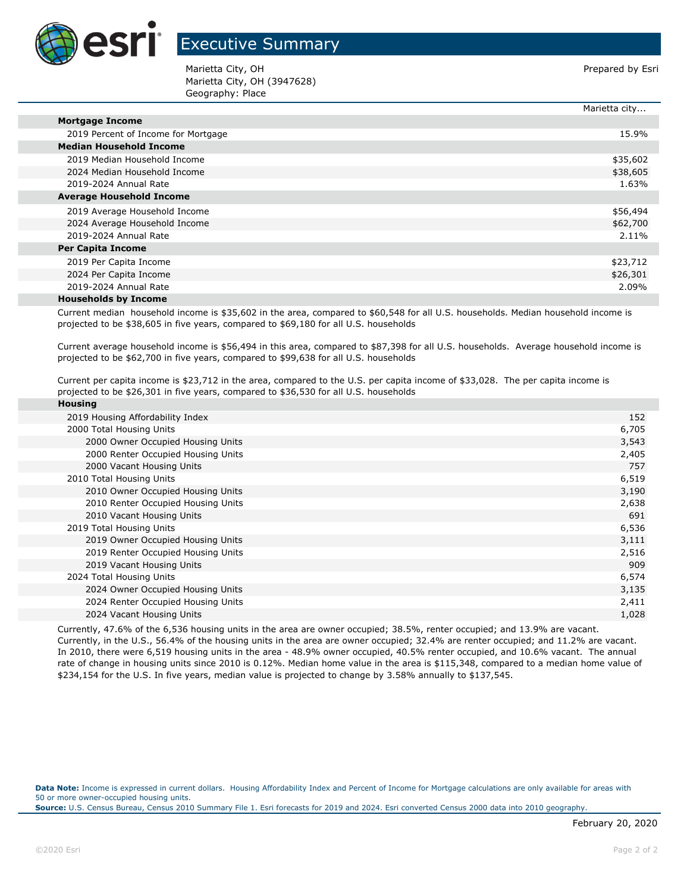# Executive Summary

Marietta City, OH
Marietta City, OH (3947628)
Geography: Place

Prepared by Esri

| | Marietta city... |
|---|---|
| **Mortgage Income** | |
| 2019 Percent of Income for Mortgage | 15.9% |
| **Median Household Income** | |
| 2019 Median Household Income | $35,602 |
| 2024 Median Household Income | $38,605 |
| 2019-2024 Annual Rate | 1.63% |
| **Average Household Income** | |
| 2019 Average Household Income | $56,494 |
| 2024 Average Household Income | $62,700 |
| 2019-2024 Annual Rate | 2.11% |
| **Per Capita Income** | |
| 2019 Per Capita Income | $23,712 |
| 2024 Per Capita Income | $26,301 |
| 2019-2024 Annual Rate | 2.09% |
| **Households by Income** | |

Current median household income is $35,602 in the area, compared to $60,548 for all U.S. households. Median household income is projected to be $38,605 in five years, compared to $69,180 for all U.S. households

Current average household income is $56,494 in this area, compared to $87,398 for all U.S. households. Average household income is projected to be $62,700 in five years, compared to $99,638 for all U.S. households

Current per capita income is $23,712 in the area, compared to the U.S. per capita income of $33,028. The per capita income is projected to be $26,301 in five years, compared to $36,530 for all U.S. households

| | |
|---|---|
| **Housing** | |
| 2019 Housing Affordability Index | 152 |
| 2000 Total Housing Units | 6,705 |
| 2000 Owner Occupied Housing Units | 3,543 |
| 2000 Renter Occupied Housing Units | 2,405 |
| 2000 Vacant Housing Units | 757 |
| 2010 Total Housing Units | 6,519 |
| 2010 Owner Occupied Housing Units | 3,190 |
| 2010 Renter Occupied Housing Units | 2,638 |
| 2010 Vacant Housing Units | 691 |
| 2019 Total Housing Units | 6,536 |
| 2019 Owner Occupied Housing Units | 3,111 |
| 2019 Renter Occupied Housing Units | 2,516 |
| 2019 Vacant Housing Units | 909 |
| 2024 Total Housing Units | 6,574 |
| 2024 Owner Occupied Housing Units | 3,135 |
| 2024 Renter Occupied Housing Units | 2,411 |
| 2024 Vacant Housing Units | 1,028 |

Currently, 47.6% of the 6,536 housing units in the area are owner occupied; 38.5%, renter occupied; and 13.9% are vacant. Currently, in the U.S., 56.4% of the housing units in the area are owner occupied; 32.4% are renter occupied; and 11.2% are vacant. In 2010, there were 6,519 housing units in the area - 48.9% owner occupied, 40.5% renter occupied, and 10.6% vacant. The annual rate of change in housing units since 2010 is 0.12%. Median home value in the area is $115,348, compared to a median home value of $234,154 for the U.S. In five years, median value is projected to change by 3.58% annually to $137,545.

**Data Note:** Income is expressed in current dollars. Housing Affordability Index and Percent of Income for Mortgage calculations are only available for areas with 50 or more owner-occupied housing units.
**Source:** U.S. Census Bureau, Census 2010 Summary File 1. Esri forecasts for 2019 and 2024. Esri converted Census 2000 data into 2010 geography.

February 20, 2020